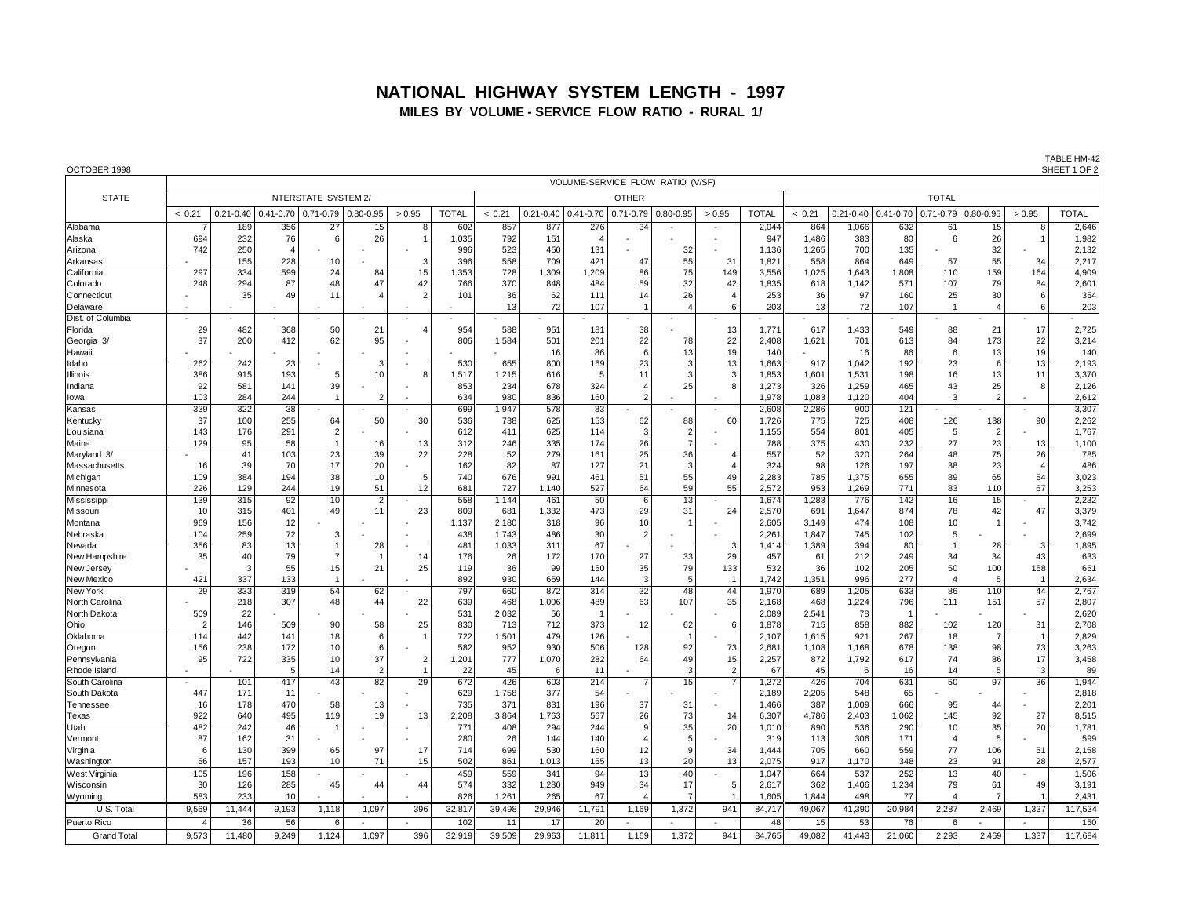# NATIONAL HIGHWAY SYSTEM LENGTH - 1997

## MILES BY VOLUME - SERVICE FLOW RATIO - RURAL 1/

OCTOBER 1998

TABLE HM-42
SHEET 1 OF 2

| STATE | VOLUME-SERVICE FLOW RATIO (V/SF) | | | | | | | | | | | | | | | | | | | | |
|---|---|---|---|---|---|---|---|---|---|---|---|---|---|---|---|---|---|---|---|---|---|
| | INTERSTATE SYSTEM 2/ | | | | | | | OTHER | | | | | | | TOTAL | | | | | | |
| | < 0.21 | 0.21-0.40 | 0.41-0.70 | 0.71-0.79 | 0.80-0.95 | > 0.95 | TOTAL | < 0.21 | 0.21-0.40 | 0.41-0.70 | 0.71-0.79 | 0.80-0.95 | > 0.95 | TOTAL | < 0.21 | 0.21-0.40 | 0.41-0.70 | 0.71-0.79 | 0.80-0.95 | > 0.95 | TOTAL |
| Alabama | 7 | 189 | 356 | 27 | 15 | 8 | 602 | 857 | 877 | 276 | 34 | - | - | 2,044 | 864 | 1,066 | 632 | 61 | 15 | 8 | 2,646 |
| Alaska | 694 | 232 | 76 | 6 | 26 | 1 | 1,035 | 792 | 151 | 4 | - | - | - | 947 | 1,486 | 383 | 80 | 6 | 26 | 1 | 1,982 |
| Arizona | 742 | 250 | 4 | - | - | - | 996 | 523 | 450 | 131 | - | 32 | - | 1,136 | 1,265 | 700 | 135 | - | 32 | - | 2,132 |
| Arkansas | - | 155 | 228 | 10 | - | 3 | 396 | 558 | 709 | 421 | 47 | 55 | 31 | 1,821 | 558 | 864 | 649 | 57 | 55 | 34 | 2,217 |
| California | 297 | 334 | 599 | 24 | 84 | 15 | 1,353 | 728 | 1,309 | 1,209 | 86 | 75 | 149 | 3,556 | 1,025 | 1,643 | 1,808 | 110 | 159 | 164 | 4,909 |
| Colorado | 248 | 294 | 87 | 48 | 47 | 42 | 766 | 370 | 848 | 484 | 59 | 32 | 42 | 1,835 | 618 | 1,142 | 571 | 107 | 79 | 84 | 2,601 |
| Connecticut | - | 35 | 49 | 11 | 4 | 2 | 101 | 36 | 62 | 111 | 14 | 26 | 4 | 253 | 36 | 97 | 160 | 25 | 30 | 6 | 354 |
| Delaware | - | - | - | - | - | - | - | 13 | 72 | 107 | 1 | 4 | 6 | 203 | 13 | 72 | 107 | 1 | 4 | 6 | 203 |
| Dist. of Columbia | - | - | - | - | - | - | - | - | - | - | - | - | - | - | - | - | - | - | - | - | - |
| Florida | 29 | 482 | 368 | 50 | 21 | 4 | 954 | 588 | 951 | 181 | 38 | - | 13 | 1,771 | 617 | 1,433 | 549 | 88 | 21 | 17 | 2,725 |
| Georgia 3/ | 37 | 200 | 412 | 62 | 95 | - | 806 | 1,584 | 501 | 201 | 22 | 78 | 22 | 2,408 | 1,621 | 701 | 613 | 84 | 173 | 22 | 3,214 |
| Hawaii | - | - | - | - | - | - | - | - | 16 | 86 | 6 | 13 | 19 | 140 | - | 16 | 86 | 6 | 13 | 19 | 140 |
| Idaho | 262 | 242 | 23 | - | 3 | - | 530 | 655 | 800 | 169 | 23 | 3 | 13 | 1,663 | 917 | 1,042 | 192 | 23 | 6 | 13 | 2,193 |
| Illinois | 386 | 915 | 193 | 5 | 10 | 8 | 1,517 | 1,215 | 616 | 5 | 11 | 3 | 3 | 1,853 | 1,601 | 1,531 | 198 | 16 | 13 | 11 | 3,370 |
| Indiana | 92 | 581 | 141 | 39 | - | - | 853 | 234 | 678 | 324 | 4 | 25 | 8 | 1,273 | 326 | 1,259 | 465 | 43 | 25 | 8 | 2,126 |
| Iowa | 103 | 284 | 244 | 1 | 2 | - | 634 | 980 | 836 | 160 | 2 | - | - | 1,978 | 1,083 | 1,120 | 404 | 3 | 2 | - | 2,612 |
| Kansas | 339 | 322 | 38 | - | - | - | 699 | 1,947 | 578 | 83 | - | - | - | 2,608 | 2,286 | 900 | 121 | - | - | - | 3,307 |
| Kentucky | 37 | 100 | 255 | 64 | 50 | 30 | 536 | 738 | 625 | 153 | 62 | 88 | 60 | 1,726 | 775 | 725 | 408 | 126 | 138 | 90 | 2,262 |
| Louisiana | 143 | 176 | 291 | 2 | - | - | 612 | 411 | 625 | 114 | 3 | 2 | - | 1,155 | 554 | 801 | 405 | 5 | 2 | - | 1,767 |
| Maine | 129 | 95 | 58 | 1 | 16 | 13 | 312 | 246 | 335 | 174 | 26 | 7 | - | 788 | 375 | 430 | 232 | 27 | 23 | 13 | 1,100 |
| Maryland 3/ | - | 41 | 103 | 23 | 39 | 22 | 228 | 52 | 279 | 161 | 25 | 36 | 4 | 557 | 52 | 320 | 264 | 48 | 75 | 26 | 785 |
| Massachusetts | 16 | 39 | 70 | 17 | 20 | - | 162 | 82 | 87 | 127 | 21 | 3 | 4 | 324 | 98 | 126 | 197 | 38 | 23 | 4 | 486 |
| Michigan | 109 | 384 | 194 | 38 | 10 | 5 | 740 | 676 | 991 | 461 | 51 | 55 | 49 | 2,283 | 785 | 1,375 | 655 | 89 | 65 | 54 | 3,023 |
| Minnesota | 226 | 129 | 244 | 19 | 51 | 12 | 681 | 727 | 1,140 | 527 | 64 | 59 | 55 | 2,572 | 953 | 1,269 | 771 | 83 | 110 | 67 | 3,253 |
| Mississippi | 139 | 315 | 92 | 10 | 2 | - | 558 | 1,144 | 461 | 50 | 6 | 13 | - | 1,674 | 1,283 | 776 | 142 | 16 | 15 | - | 2,232 |
| Missouri | 10 | 315 | 401 | 49 | 11 | 23 | 809 | 681 | 1,332 | 473 | 29 | 31 | 24 | 2,570 | 691 | 1,647 | 874 | 78 | 42 | 47 | 3,379 |
| Montana | 969 | 156 | 12 | - | - | - | 1,137 | 2,180 | 318 | 96 | 10 | 1 | - | 2,605 | 3,149 | 474 | 108 | 10 | 1 | - | 3,742 |
| Nebraska | 104 | 259 | 72 | 3 | - | - | 438 | 1,743 | 486 | 30 | 2 | - | - | 2,261 | 1,847 | 745 | 102 | 5 | - | - | 2,699 |
| Nevada | 356 | 83 | 13 | 1 | 28 | - | 481 | 1,033 | 311 | 67 | - | - | 3 | 1,414 | 1,389 | 394 | 80 | 1 | 28 | 3 | 1,895 |
| New Hampshire | 35 | 40 | 79 | 7 | 1 | 14 | 176 | 26 | 172 | 170 | 27 | 33 | 29 | 457 | 61 | 212 | 249 | 34 | 34 | 43 | 633 |
| New Jersey | - | 3 | 55 | 15 | 21 | 25 | 119 | 36 | 99 | 150 | 35 | 79 | 133 | 532 | 36 | 102 | 205 | 50 | 100 | 158 | 651 |
| New Mexico | 421 | 337 | 133 | 1 | - | - | 892 | 930 | 659 | 144 | 3 | 5 | 1 | 1,742 | 1,351 | 996 | 277 | 4 | 5 | 1 | 2,634 |
| New York | 29 | 333 | 319 | 54 | 62 | - | 797 | 660 | 872 | 314 | 32 | 48 | 44 | 1,970 | 689 | 1,205 | 633 | 86 | 110 | 44 | 2,767 |
| North Carolina | - | 218 | 307 | 48 | 44 | 22 | 639 | 468 | 1,006 | 489 | 63 | 107 | 35 | 2,168 | 468 | 1,224 | 796 | 111 | 151 | 57 | 2,807 |
| North Dakota | 509 | 22 | - | - | - | - | 531 | 2,032 | 56 | 1 | - | - | - | 2,089 | 2,541 | 78 | 1 | - | - | - | 2,620 |
| Ohio | 2 | 146 | 509 | 90 | 58 | 25 | 830 | 713 | 712 | 373 | 12 | 62 | 6 | 1,878 | 715 | 858 | 882 | 102 | 120 | 31 | 2,708 |
| Oklahoma | 114 | 442 | 141 | 18 | 6 | 1 | 722 | 1,501 | 479 | 126 | - | 1 | - | 2,107 | 1,615 | 921 | 267 | 18 | 7 | 1 | 2,829 |
| Oregon | 156 | 238 | 172 | 10 | 6 | - | 582 | 952 | 930 | 506 | 128 | 92 | 73 | 2,681 | 1,108 | 1,168 | 678 | 138 | 98 | 73 | 3,263 |
| Pennsylvania | 95 | 722 | 335 | 10 | 37 | 2 | 1,201 | 777 | 1,070 | 282 | 64 | 49 | 15 | 2,257 | 872 | 1,792 | 617 | 74 | 86 | 17 | 3,458 |
| Rhode Island | - | - | 5 | 14 | 2 | 1 | 22 | 45 | 6 | 11 | - | 3 | 2 | 67 | 45 | 6 | 16 | 14 | 5 | 3 | 89 |
| South Carolina | - | 101 | 417 | 43 | 82 | 29 | 672 | 426 | 603 | 214 | 7 | 15 | 7 | 1,272 | 426 | 704 | 631 | 50 | 97 | 36 | 1,944 |
| South Dakota | 447 | 171 | 11 | - | - | - | 629 | 1,758 | 377 | 54 | - | - | - | 2,189 | 2,205 | 548 | 65 | - | - | - | 2,818 |
| Tennessee | 16 | 178 | 470 | 58 | 13 | - | 735 | 371 | 831 | 196 | 37 | 31 | - | 1,466 | 387 | 1,009 | 666 | 95 | 44 | - | 2,201 |
| Texas | 922 | 640 | 495 | 119 | 19 | 13 | 2,208 | 3,864 | 1,763 | 567 | 26 | 73 | 14 | 6,307 | 4,786 | 2,403 | 1,062 | 145 | 92 | 27 | 8,515 |
| Utah | 482 | 242 | 46 | 1 | - | - | 771 | 408 | 294 | 244 | 9 | 35 | 20 | 1,010 | 890 | 536 | 290 | 10 | 35 | 20 | 1,781 |
| Vermont | 87 | 162 | 31 | - | - | - | 280 | 26 | 144 | 140 | 4 | 5 | - | 319 | 113 | 306 | 171 | 4 | 5 | - | 599 |
| Virginia | 6 | 130 | 399 | 65 | 97 | 17 | 714 | 699 | 530 | 160 | 12 | 9 | 34 | 1,444 | 705 | 660 | 559 | 77 | 106 | 51 | 2,158 |
| Washington | 56 | 157 | 193 | 10 | 71 | 15 | 502 | 861 | 1,013 | 155 | 13 | 20 | 13 | 2,075 | 917 | 1,170 | 348 | 23 | 91 | 28 | 2,577 |
| West Virginia | 105 | 196 | 158 | - | - | - | 459 | 559 | 341 | 94 | 13 | 40 | - | 1,047 | 664 | 537 | 252 | 13 | 40 | - | 1,506 |
| Wisconsin | 30 | 126 | 285 | 45 | 44 | 44 | 574 | 332 | 1,280 | 949 | 34 | 17 | 5 | 2,617 | 362 | 1,406 | 1,234 | 79 | 61 | 49 | 3,191 |
| Wyoming | 583 | 233 | 10 | - | - | - | 826 | 1,261 | 265 | 67 | 4 | 7 | 1 | 1,605 | 1,844 | 498 | 77 | 4 | 7 | 1 | 2,431 |
| U.S. Total | 9,569 | 11,444 | 9,193 | 1,118 | 1,097 | 396 | 32,817 | 39,498 | 29,946 | 11,791 | 1,169 | 1,372 | 941 | 84,717 | 49,067 | 41,390 | 20,984 | 2,287 | 2,469 | 1,337 | 117,534 |
| Puerto Rico | 4 | 36 | 56 | 6 | - | - | 102 | 11 | 17 | 20 | - | - | - | 48 | 15 | 53 | 76 | 6 | - | - | 150 |
| Grand Total | 9,573 | 11,480 | 9,249 | 1,124 | 1,097 | 396 | 32,919 | 39,509 | 29,963 | 11,811 | 1,169 | 1,372 | 941 | 84,765 | 49,082 | 41,443 | 21,060 | 2,293 | 2,469 | 1,337 | 117,684 |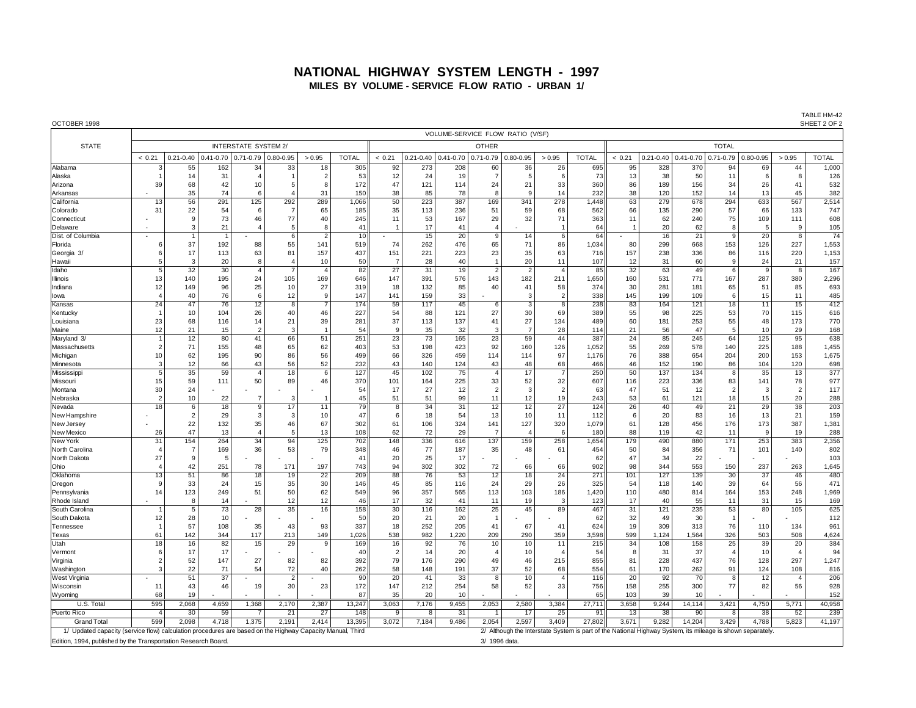# NATIONAL HIGHWAY SYSTEM LENGTH - 1997

## MILES BY VOLUME - SERVICE FLOW RATIO - URBAN 1/

OCTOBER 1998

TABLE HM-42
SHEET 2 OF 2

| STATE | VOLUME-SERVICE FLOW RATIO (V/SF) | | | | | | | | | | | | | | | | | | | | |
|---|---|---|---|---|---|---|---|---|---|---|---|---|---|---|---|---|---|---|---|---|---|
| | INTERSTATE SYSTEM 2/ | | | | | | | OTHER | | | | | | | TOTAL | | | | | | |
| | < 0.21 | 0.21-0.40 | 0.41-0.70 | 0.71-0.79 | 0.80-0.95 | > 0.95 | TOTAL | < 0.21 | 0.21-0.40 | 0.41-0.70 | 0.71-0.79 | 0.80-0.95 | > 0.95 | TOTAL | < 0.21 | 0.21-0.40 | 0.41-0.70 | 0.71-0.79 | 0.80-0.95 | > 0.95 | TOTAL |
| Alabama | 3 | 55 | 162 | 34 | 33 | 18 | 305 | 92 | 273 | 208 | 60 | 36 | 26 | 695 | 95 | 328 | 370 | 94 | 69 | 44 | 1,000 |
| Alaska | 1 | 14 | 31 | 4 | 1 | 2 | 53 | 12 | 24 | 19 | 7 | 5 | 6 | 73 | 13 | 38 | 50 | 11 | 6 | 8 | 126 |
| Arizona | 39 | 68 | 42 | 10 | 5 | 8 | 172 | 47 | 121 | 114 | 24 | 21 | 33 | 360 | 86 | 189 | 156 | 34 | 26 | 41 | 532 |
| Arkansas | - | 35 | 74 | 6 | 4 | 31 | 150 | 38 | 85 | 78 | 8 | 9 | 14 | 232 | 38 | 120 | 152 | 14 | 13 | 45 | 382 |
| California | 13 | 56 | 291 | 125 | 292 | 289 | 1,066 | 50 | 223 | 387 | 169 | 341 | 278 | 1,448 | 63 | 279 | 678 | 294 | 633 | 567 | 2,514 |
| Colorado | 31 | 22 | 54 | 6 | 7 | 65 | 185 | 35 | 113 | 236 | 51 | 59 | 68 | 562 | 66 | 135 | 290 | 57 | 66 | 133 | 747 |
| Connecticut | - | 9 | 73 | 46 | 77 | 40 | 245 | 11 | 53 | 167 | 29 | 32 | 71 | 363 | 11 | 62 | 240 | 75 | 109 | 111 | 608 |
| Delaware | - | 3 | 21 | 4 | 5 | 8 | 41 | 1 | 17 | 41 | 4 | - | 1 | 64 | 1 | 20 | 62 | 8 | 5 | 9 | 105 |
| Dist. of Columbia | - | 1 | 1 | - | 6 | 2 | 10 | - | 15 | 20 | 9 | 14 | 6 | 64 | - | 16 | 21 | 9 | 20 | 8 | 74 |
| Florida | 6 | 37 | 192 | 88 | 55 | 141 | 519 | 74 | 262 | 476 | 65 | 71 | 86 | 1,034 | 80 | 299 | 668 | 153 | 126 | 227 | 1,553 |
| Georgia 3/ | 6 | 17 | 113 | 63 | 81 | 157 | 437 | 151 | 221 | 223 | 23 | 35 | 63 | 716 | 157 | 238 | 336 | 86 | 116 | 220 | 1,153 |
| Hawaii | 5 | 3 | 20 | 8 | 4 | 10 | 50 | 7 | 28 | 40 | 1 | 20 | 11 | 107 | 12 | 31 | 60 | 9 | 24 | 21 | 157 |
| Idaho | 5 | 32 | 30 | 4 | 7 | 4 | 82 | 27 | 31 | 19 | 2 | 2 | 4 | 85 | 32 | 63 | 49 | 6 | 9 | 8 | 167 |
| Illinois | 13 | 140 | 195 | 24 | 105 | 169 | 646 | 147 | 391 | 576 | 143 | 182 | 211 | 1,650 | 160 | 531 | 771 | 167 | 287 | 380 | 2,296 |
| Indiana | 12 | 149 | 96 | 25 | 10 | 27 | 319 | 18 | 132 | 85 | 40 | 41 | 58 | 374 | 30 | 281 | 181 | 65 | 51 | 85 | 693 |
| Iowa | 4 | 40 | 76 | 6 | 12 | 9 | 147 | 141 | 159 | 33 | - | 3 | 2 | 338 | 145 | 199 | 109 | 6 | 15 | 11 | 485 |
| Kansas | 24 | 47 | 76 | 12 | 8 | 7 | 174 | 59 | 117 | 45 | 6 | 3 | 8 | 238 | 83 | 164 | 121 | 18 | 11 | 15 | 412 |
| Kentucky | 1 | 10 | 104 | 26 | 40 | 46 | 227 | 54 | 88 | 121 | 27 | 30 | 69 | 389 | 55 | 98 | 225 | 53 | 70 | 115 | 616 |
| Louisiana | 23 | 68 | 116 | 14 | 21 | 39 | 281 | 37 | 113 | 137 | 41 | 27 | 134 | 489 | 60 | 181 | 253 | 55 | 48 | 173 | 770 |
| Maine | 12 | 21 | 15 | 2 | 3 | 1 | 54 | 9 | 35 | 32 | 3 | 7 | 28 | 114 | 21 | 56 | 47 | 5 | 10 | 29 | 168 |
| Maryland 3/ | 1 | 12 | 80 | 41 | 66 | 51 | 251 | 23 | 73 | 165 | 23 | 59 | 44 | 387 | 24 | 85 | 245 | 64 | 125 | 95 | 638 |
| Massachusetts | 2 | 71 | 155 | 48 | 65 | 62 | 403 | 53 | 198 | 423 | 92 | 160 | 126 | 1,052 | 55 | 269 | 578 | 140 | 225 | 188 | 1,455 |
| Michigan | 10 | 62 | 195 | 90 | 86 | 56 | 499 | 66 | 326 | 459 | 114 | 114 | 97 | 1,176 | 76 | 388 | 654 | 204 | 200 | 153 | 1,675 |
| Minnesota | 3 | 12 | 66 | 43 | 56 | 52 | 232 | 43 | 140 | 124 | 43 | 48 | 68 | 466 | 46 | 152 | 190 | 86 | 104 | 120 | 698 |
| Mississippi | 5 | 35 | 59 | 4 | 18 | 6 | 127 | 45 | 102 | 75 | 4 | 17 | 7 | 250 | 50 | 137 | 134 | 8 | 35 | 13 | 377 |
| Missouri | 15 | 59 | 111 | 50 | 89 | 46 | 370 | 101 | 164 | 225 | 33 | 52 | 32 | 607 | 116 | 223 | 336 | 83 | 141 | 78 | 977 |
| Montana | 30 | 24 | - | - | - | - | 54 | 17 | 27 | 12 | 2 | 3 | 2 | 63 | 47 | 51 | 12 | 2 | 3 | 2 | 117 |
| Nebraska | 2 | 10 | 22 | 7 | 3 | 1 | 45 | 51 | 51 | 99 | 11 | 12 | 19 | 243 | 53 | 61 | 121 | 18 | 15 | 20 | 288 |
| Nevada | 18 | 6 | 18 | 9 | 17 | 11 | 79 | 8 | 34 | 31 | 12 | 12 | 27 | 124 | 26 | 40 | 49 | 21 | 29 | 38 | 203 |
| New Hampshire | - | 2 | 29 | 3 | 3 | 10 | 47 | 6 | 18 | 54 | 13 | 10 | 11 | 112 | 6 | 20 | 83 | 16 | 13 | 21 | 159 |
| New Jersey | - | 22 | 132 | 35 | 46 | 67 | 302 | 61 | 106 | 324 | 141 | 127 | 320 | 1,079 | 61 | 128 | 456 | 176 | 173 | 387 | 1,381 |
| New Mexico | 26 | 47 | 13 | 4 | 5 | 13 | 108 | 62 | 72 | 29 | 7 | 4 | 6 | 180 | 88 | 119 | 42 | 11 | 9 | 19 | 288 |
| New York | 31 | 154 | 264 | 34 | 94 | 125 | 702 | 148 | 336 | 616 | 137 | 159 | 258 | 1,654 | 179 | 490 | 880 | 171 | 253 | 383 | 2,356 |
| North Carolina | 4 | 7 | 169 | 36 | 53 | 79 | 348 | 46 | 77 | 187 | 35 | 48 | 61 | 454 | 50 | 84 | 356 | 71 | 101 | 140 | 802 |
| North Dakota | 27 | 9 | 5 | - | - | - | 41 | 20 | 25 | 17 | - | - | - | 62 | 47 | 34 | 22 | - | - | - | 103 |
| Ohio | 4 | 42 | 251 | 78 | 171 | 197 | 743 | 94 | 302 | 302 | 72 | 66 | 66 | 902 | 98 | 344 | 553 | 150 | 237 | 263 | 1,645 |
| Oklahoma | 13 | 51 | 86 | 18 | 19 | 22 | 209 | 88 | 76 | 53 | 12 | 18 | 24 | 271 | 101 | 127 | 139 | 30 | 37 | 46 | 480 |
| Oregon | 9 | 33 | 24 | 15 | 35 | 30 | 146 | 45 | 85 | 116 | 24 | 29 | 26 | 325 | 54 | 118 | 140 | 39 | 64 | 56 | 471 |
| Pennsylvania | 14 | 123 | 249 | 51 | 50 | 62 | 549 | 96 | 357 | 565 | 113 | 103 | 186 | 1,420 | 110 | 480 | 814 | 164 | 153 | 248 | 1,969 |
| Rhode Island | - | 8 | 14 | - | 12 | 12 | 46 | 17 | 32 | 41 | 11 | 19 | 3 | 123 | 17 | 40 | 55 | 11 | 31 | 15 | 169 |
| South Carolina | 1 | 5 | 73 | 28 | 35 | 16 | 158 | 30 | 116 | 162 | 25 | 45 | 89 | 467 | 31 | 121 | 235 | 53 | 80 | 105 | 625 |
| South Dakota | 12 | 28 | 10 | - | - | - | 50 | 20 | 21 | 20 | 1 | - | - | 62 | 32 | 49 | 30 | 1 | - | - | 112 |
| Tennessee | 1 | 57 | 108 | 35 | 43 | 93 | 337 | 18 | 252 | 205 | 41 | 67 | 41 | 624 | 19 | 309 | 313 | 76 | 110 | 134 | 961 |
| Texas | 61 | 142 | 344 | 117 | 213 | 149 | 1,026 | 538 | 982 | 1,220 | 209 | 290 | 359 | 3,598 | 599 | 1,124 | 1,564 | 326 | 503 | 508 | 4,624 |
| Utah | 18 | 16 | 82 | 15 | 29 | 9 | 169 | 16 | 92 | 76 | 10 | 10 | 11 | 215 | 34 | 108 | 158 | 25 | 39 | 20 | 384 |
| Vermont | 6 | 17 | 17 | - | - | - | 40 | 2 | 14 | 20 | 4 | 10 | 4 | 54 | 8 | 31 | 37 | 4 | 10 | 4 | 94 |
| Virginia | 2 | 52 | 147 | 27 | 82 | 82 | 392 | 79 | 176 | 290 | 49 | 46 | 215 | 855 | 81 | 228 | 437 | 76 | 128 | 297 | 1,247 |
| Washington | 3 | 22 | 71 | 54 | 72 | 40 | 262 | 58 | 148 | 191 | 37 | 52 | 68 | 554 | 61 | 170 | 262 | 91 | 124 | 108 | 816 |
| West Virginia | - | 51 | 37 | - | 2 | - | 90 | 20 | 41 | 33 | 8 | 10 | 4 | 116 | 20 | 92 | 70 | 8 | 12 | 4 | 206 |
| Wisconsin | 11 | 43 | 46 | 19 | 30 | 23 | 172 | 147 | 212 | 254 | 58 | 52 | 33 | 756 | 158 | 255 | 300 | 77 | 82 | 56 | 928 |
| Wyoming | 68 | 19 | - | - | - | - | 87 | 35 | 20 | 10 | - | - | - | 65 | 103 | 39 | 10 | - | - | - | 152 |
| U.S. Total | 595 | 2,068 | 4,659 | 1,368 | 2,170 | 2,387 | 13,247 | 3,063 | 7,176 | 9,455 | 2,053 | 2,580 | 3,384 | 27,711 | 3,658 | 9,244 | 14,114 | 3,421 | 4,750 | 5,771 | 40,958 |
| Puerto Rico | 4 | 30 | 59 | 7 | 21 | 27 | 148 | 9 | 8 | 31 | 1 | 17 | 25 | 91 | 13 | 38 | 90 | 8 | 38 | 52 | 239 |
| Grand Total | 599 | 2,098 | 4,718 | 1,375 | 2,191 | 2,414 | 13,395 | 3,072 | 7,184 | 9,486 | 2,054 | 2,597 | 3,409 | 27,802 | 3,671 | 9,282 | 14,204 | 3,429 | 4,788 | 5,823 | 41,197 |

1/ Updated capacity (service flow) calculation procedures are based on the Highway Capacity Manual, Third Edition, 1994, published by the Transportation Research Board.

2/ Although the Interstate System is part of the National Highway System, its mileage is shown separately.

3/ 1996 data.